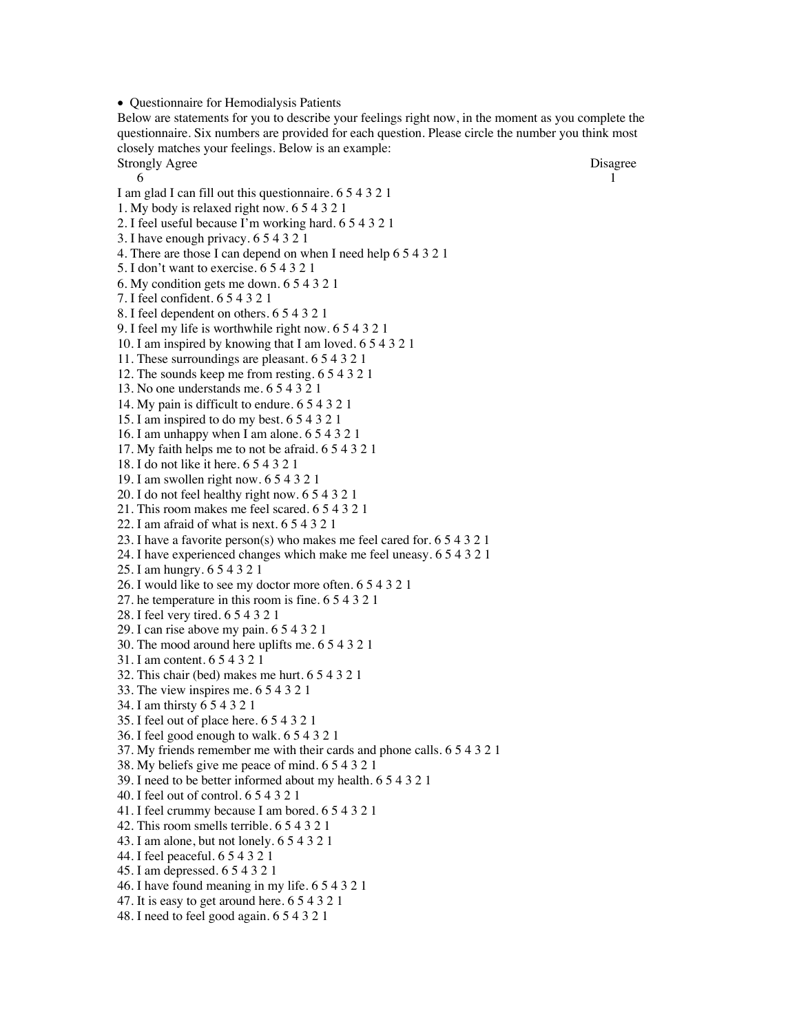- Questionnaire for Hemodialysis Patients

Below are statements for you to describe your feelings right now, in the moment as you complete the questionnaire. Six numbers are provided for each question. Please circle the number you think most closely matches your feelings. Below is an example:

Strongly Agree Disagree
6 1

I am glad I can fill out this questionnaire. 6 5 4 3 2 1

1. My body is relaxed right now. 6 5 4 3 2 1
2. I feel useful because I'm working hard. 6 5 4 3 2 1
3. I have enough privacy. 6 5 4 3 2 1
4. There are those I can depend on when I need help 6 5 4 3 2 1
5. I don't want to exercise. 6 5 4 3 2 1
6. My condition gets me down. 6 5 4 3 2 1
7. I feel confident. 6 5 4 3 2 1
8. I feel dependent on others. 6 5 4 3 2 1
9. I feel my life is worthwhile right now. 6 5 4 3 2 1
10. I am inspired by knowing that I am loved. 6 5 4 3 2 1
11. These surroundings are pleasant. 6 5 4 3 2 1
12. The sounds keep me from resting. 6 5 4 3 2 1
13. No one understands me. 6 5 4 3 2 1
14. My pain is difficult to endure. 6 5 4 3 2 1
15. I am inspired to do my best. 6 5 4 3 2 1
16. I am unhappy when I am alone. 6 5 4 3 2 1
17. My faith helps me to not be afraid. 6 5 4 3 2 1
18. I do not like it here. 6 5 4 3 2 1
19. I am swollen right now. 6 5 4 3 2 1
20. I do not feel healthy right now. 6 5 4 3 2 1
21. This room makes me feel scared. 6 5 4 3 2 1
22. I am afraid of what is next. 6 5 4 3 2 1
23. I have a favorite person(s) who makes me feel cared for. 6 5 4 3 2 1
24. I have experienced changes which make me feel uneasy. 6 5 4 3 2 1
25. I am hungry. 6 5 4 3 2 1
26. I would like to see my doctor more often. 6 5 4 3 2 1
27. he temperature in this room is fine. 6 5 4 3 2 1
28. I feel very tired. 6 5 4 3 2 1
29. I can rise above my pain. 6 5 4 3 2 1
30. The mood around here uplifts me. 6 5 4 3 2 1
31. I am content. 6 5 4 3 2 1
32. This chair (bed) makes me hurt. 6 5 4 3 2 1
33. The view inspires me. 6 5 4 3 2 1
34. I am thirsty 6 5 4 3 2 1
35. I feel out of place here. 6 5 4 3 2 1
36. I feel good enough to walk. 6 5 4 3 2 1
37. My friends remember me with their cards and phone calls. 6 5 4 3 2 1
38. My beliefs give me peace of mind. 6 5 4 3 2 1
39. I need to be better informed about my health. 6 5 4 3 2 1
40. I feel out of control. 6 5 4 3 2 1
41. I feel crummy because I am bored. 6 5 4 3 2 1
42. This room smells terrible. 6 5 4 3 2 1
43. I am alone, but not lonely. 6 5 4 3 2 1
44. I feel peaceful. 6 5 4 3 2 1
45. I am depressed. 6 5 4 3 2 1
46. I have found meaning in my life. 6 5 4 3 2 1
47. It is easy to get around here. 6 5 4 3 2 1
48. I need to feel good again. 6 5 4 3 2 1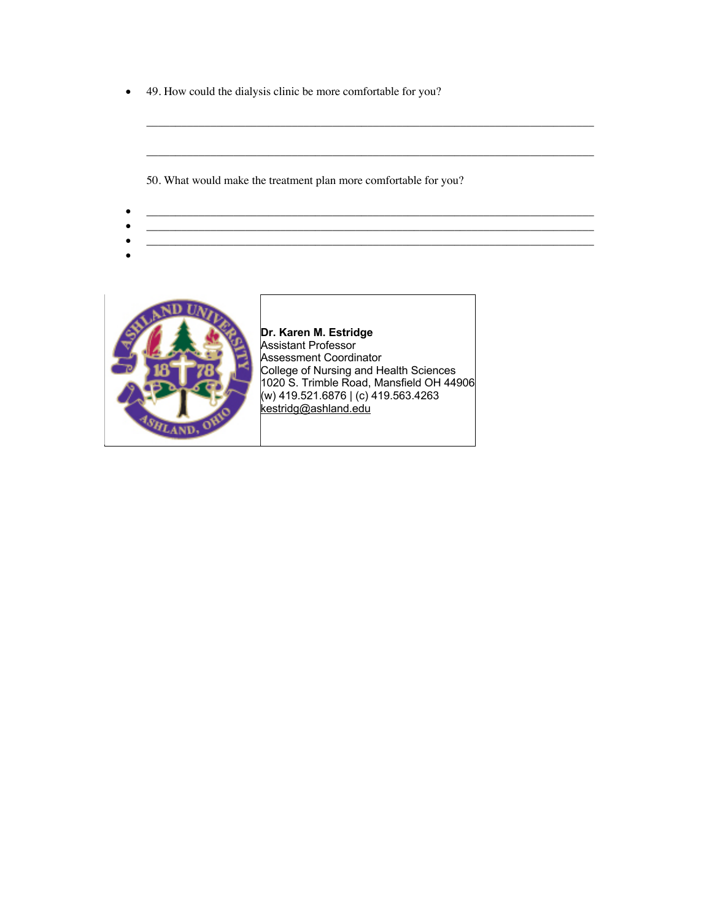- 49. How could the dialysis clinic be more comfortable for you?

  ______________________________________________________________________________

  ______________________________________________________________________________

  50. What would make the treatment plan more comfortable for you?

- ______________________________________________________________________________
- ______________________________________________________________________________
- ______________________________________________________________________________
-

**Dr. Karen M. Estridge**
Assistant Professor
Assessment Coordinator
College of Nursing and Health Sciences
1020 S. Trimble Road, Mansfield OH 44906
(w) 419.521.6876 | (c) 419.563.4263
kestridg@ashland.edu